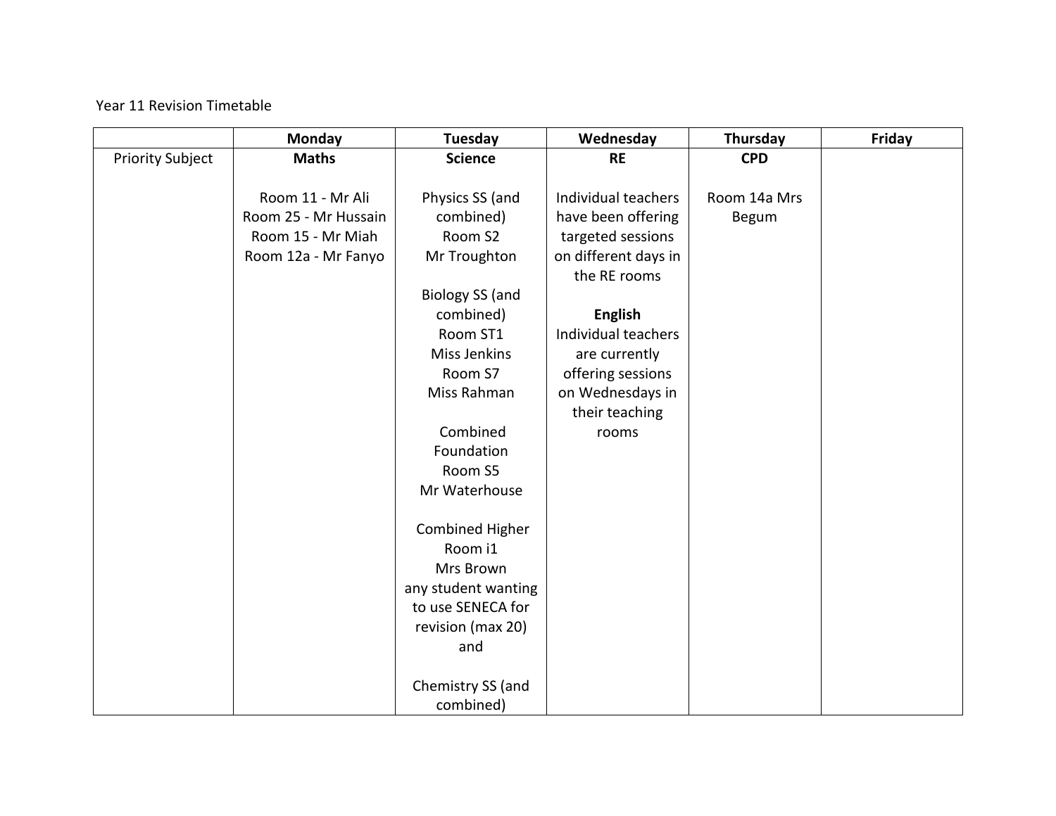Year 11 Revision Timetable

| | Monday | Tuesday | Wednesday | Thursday | Friday |
|---|---|---|---|---|---|
| Priority Subject | **Maths**<br><br>Room 11 - Mr Ali<br>Room 25 - Mr Hussain<br>Room 15 - Mr Miah<br>Room 12a - Mr Fanyo | **Science**<br><br>Physics SS (and combined)<br>Room S2<br>Mr Troughton<br><br>Biology SS (and combined)<br>Room ST1<br>Miss Jenkins<br>Room S7<br>Miss Rahman<br><br>Combined Foundation<br>Room S5<br>Mr Waterhouse<br><br>Combined Higher<br>Room i1<br>Mrs Brown<br>any student wanting to use SENECA for revision (max 20)<br>and<br><br>Chemistry SS (and combined) | **RE**<br><br>Individual teachers have been offering targeted sessions on different days in the RE rooms<br><br>**English**<br>Individual teachers are currently offering sessions on Wednesdays in their teaching rooms | **CPD**<br><br>Room 14a Mrs Begum | |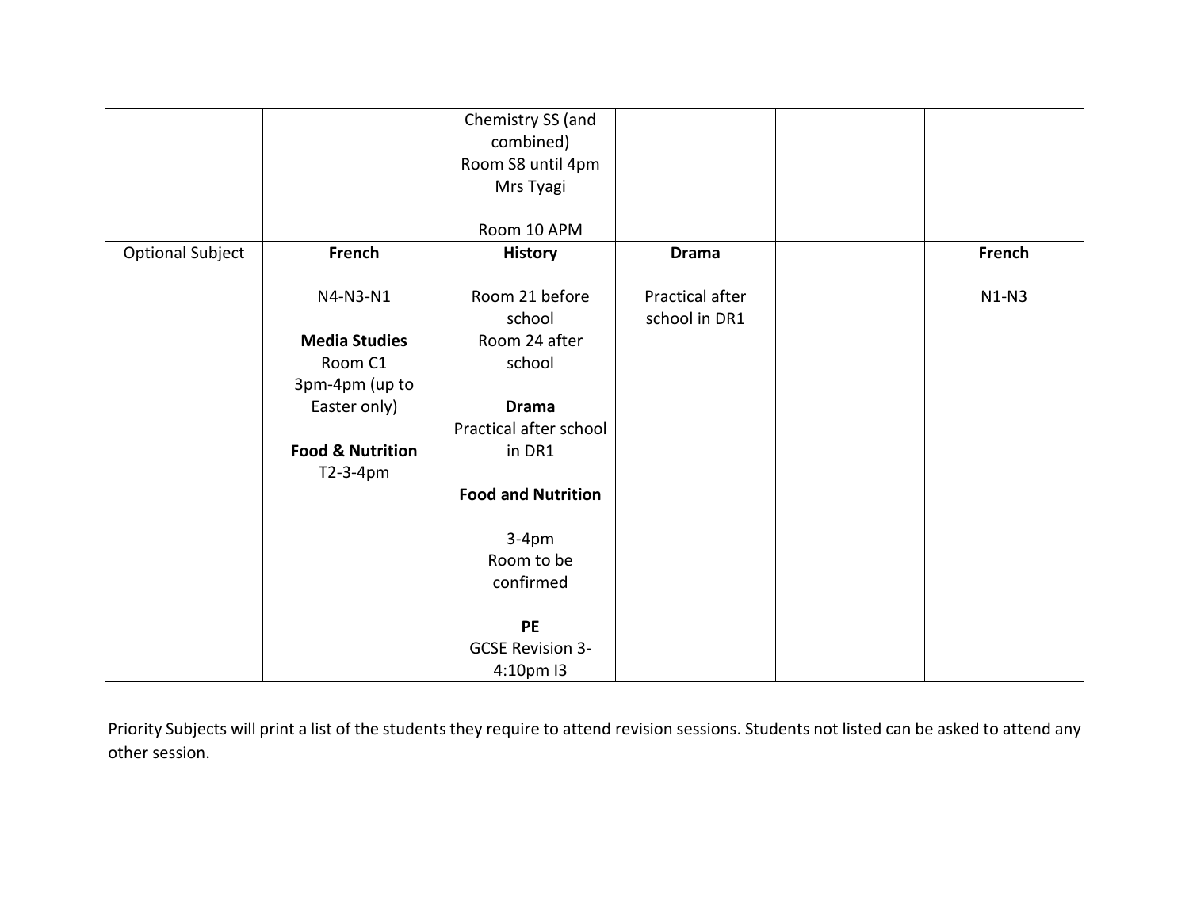| | | | | | |
|---|---|---|---|---|---|
| | | Chemistry SS (and combined)<br>Room S8 until 4pm<br>Mrs Tyagi<br><br>Room 10 APM | | | |
| Optional Subject | **French**<br><br>N4-N3-N1<br><br>**Media Studies**<br>Room C1<br>3pm-4pm (up to Easter only)<br><br>**Food & Nutrition**<br>T2-3-4pm | **History**<br><br>Room 21 before school<br>Room 24 after school<br><br>**Drama**<br>Practical after school in DR1<br><br>**Food and Nutrition**<br><br>3-4pm<br>Room to be confirmed<br><br>**PE**<br>GCSE Revision 3-4:10pm I3 | **Drama**<br><br>Practical after school in DR1 | | **French**<br><br>N1-N3 |

Priority Subjects will print a list of the students they require to attend revision sessions. Students not listed can be asked to attend any other session.